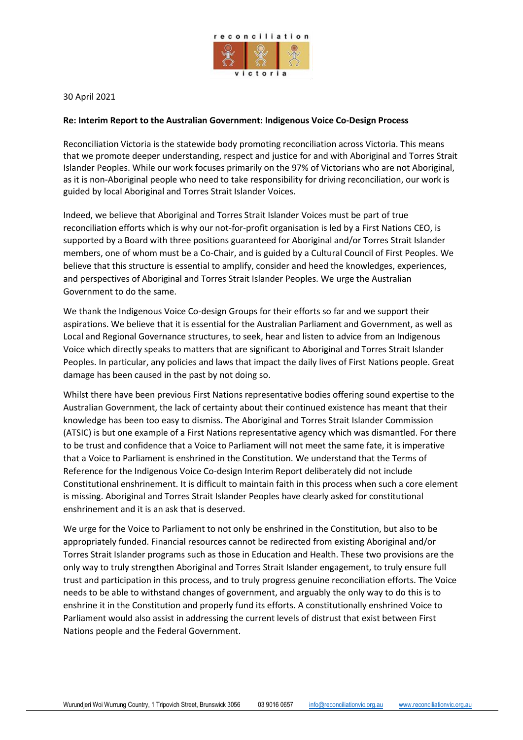30 April 2021

**Re: Interim Report to the Australian Government: Indigenous Voice Co-Design Process**

Reconciliation Victoria is the statewide body promoting reconciliation across Victoria. This means that we promote deeper understanding, respect and justice for and with Aboriginal and Torres Strait Islander Peoples. While our work focuses primarily on the 97% of Victorians who are not Aboriginal, as it is non-Aboriginal people who need to take responsibility for driving reconciliation, our work is guided by local Aboriginal and Torres Strait Islander Voices.

Indeed, we believe that Aboriginal and Torres Strait Islander Voices must be part of true reconciliation efforts which is why our not-for-profit organisation is led by a First Nations CEO, is supported by a Board with three positions guaranteed for Aboriginal and/or Torres Strait Islander members, one of whom must be a Co-Chair, and is guided by a Cultural Council of First Peoples. We believe that this structure is essential to amplify, consider and heed the knowledges, experiences, and perspectives of Aboriginal and Torres Strait Islander Peoples. We urge the Australian Government to do the same.

We thank the Indigenous Voice Co-design Groups for their efforts so far and we support their aspirations. We believe that it is essential for the Australian Parliament and Government, as well as Local and Regional Governance structures, to seek, hear and listen to advice from an Indigenous Voice which directly speaks to matters that are significant to Aboriginal and Torres Strait Islander Peoples. In particular, any policies and laws that impact the daily lives of First Nations people. Great damage has been caused in the past by not doing so.

Whilst there have been previous First Nations representative bodies offering sound expertise to the Australian Government, the lack of certainty about their continued existence has meant that their knowledge has been too easy to dismiss. The Aboriginal and Torres Strait Islander Commission (ATSIC) is but one example of a First Nations representative agency which was dismantled. For there to be trust and confidence that a Voice to Parliament will not meet the same fate, it is imperative that a Voice to Parliament is enshrined in the Constitution. We understand that the Terms of Reference for the Indigenous Voice Co-design Interim Report deliberately did not include Constitutional enshrinement. It is difficult to maintain faith in this process when such a core element is missing. Aboriginal and Torres Strait Islander Peoples have clearly asked for constitutional enshrinement and it is an ask that is deserved.

We urge for the Voice to Parliament to not only be enshrined in the Constitution, but also to be appropriately funded. Financial resources cannot be redirected from existing Aboriginal and/or Torres Strait Islander programs such as those in Education and Health. These two provisions are the only way to truly strengthen Aboriginal and Torres Strait Islander engagement, to truly ensure full trust and participation in this process, and to truly progress genuine reconciliation efforts. The Voice needs to be able to withstand changes of government, and arguably the only way to do this is to enshrine it in the Constitution and properly fund its efforts. A constitutionally enshrined Voice to Parliament would also assist in addressing the current levels of distrust that exist between First Nations people and the Federal Government.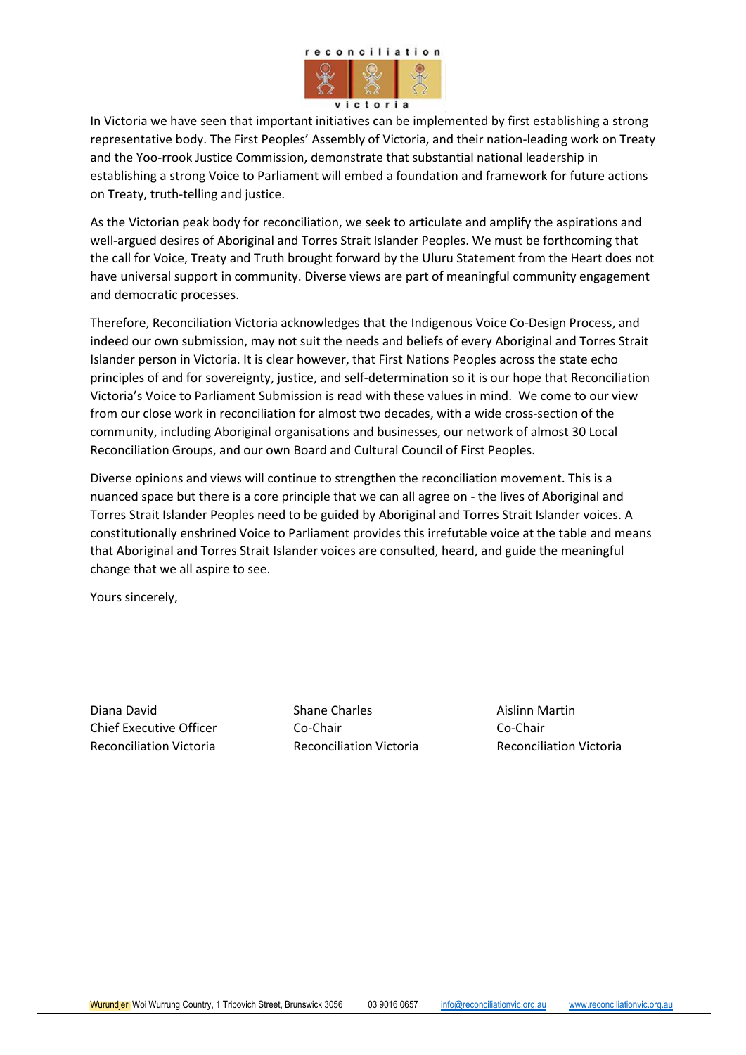In Victoria we have seen that important initiatives can be implemented by first establishing a strong representative body. The First Peoples' Assembly of Victoria, and their nation-leading work on Treaty and the Yoo-rrook Justice Commission, demonstrate that substantial national leadership in establishing a strong Voice to Parliament will embed a foundation and framework for future actions on Treaty, truth-telling and justice.

As the Victorian peak body for reconciliation, we seek to articulate and amplify the aspirations and well-argued desires of Aboriginal and Torres Strait Islander Peoples. We must be forthcoming that the call for Voice, Treaty and Truth brought forward by the Uluru Statement from the Heart does not have universal support in community. Diverse views are part of meaningful community engagement and democratic processes.

Therefore, Reconciliation Victoria acknowledges that the Indigenous Voice Co-Design Process, and indeed our own submission, may not suit the needs and beliefs of every Aboriginal and Torres Strait Islander person in Victoria. It is clear however, that First Nations Peoples across the state echo principles of and for sovereignty, justice, and self-determination so it is our hope that Reconciliation Victoria's Voice to Parliament Submission is read with these values in mind. We come to our view from our close work in reconciliation for almost two decades, with a wide cross-section of the community, including Aboriginal organisations and businesses, our network of almost 30 Local Reconciliation Groups, and our own Board and Cultural Council of First Peoples.

Diverse opinions and views will continue to strengthen the reconciliation movement. This is a nuanced space but there is a core principle that we can all agree on - the lives of Aboriginal and Torres Strait Islander Peoples need to be guided by Aboriginal and Torres Strait Islander voices. A constitutionally enshrined Voice to Parliament provides this irrefutable voice at the table and means that Aboriginal and Torres Strait Islander voices are consulted, heard, and guide the meaningful change that we all aspire to see.

Yours sincerely,

Diana David
Chief Executive Officer
Reconciliation Victoria

Shane Charles
Co-Chair
Reconciliation Victoria

Aislinn Martin
Co-Chair
Reconciliation Victoria

Wurundjeri Woi Wurrung Country, 1 Tripovich Street, Brunswick 3056 03 9016 0657 info@reconciliationvic.org.au www.reconciliationvic.org.au